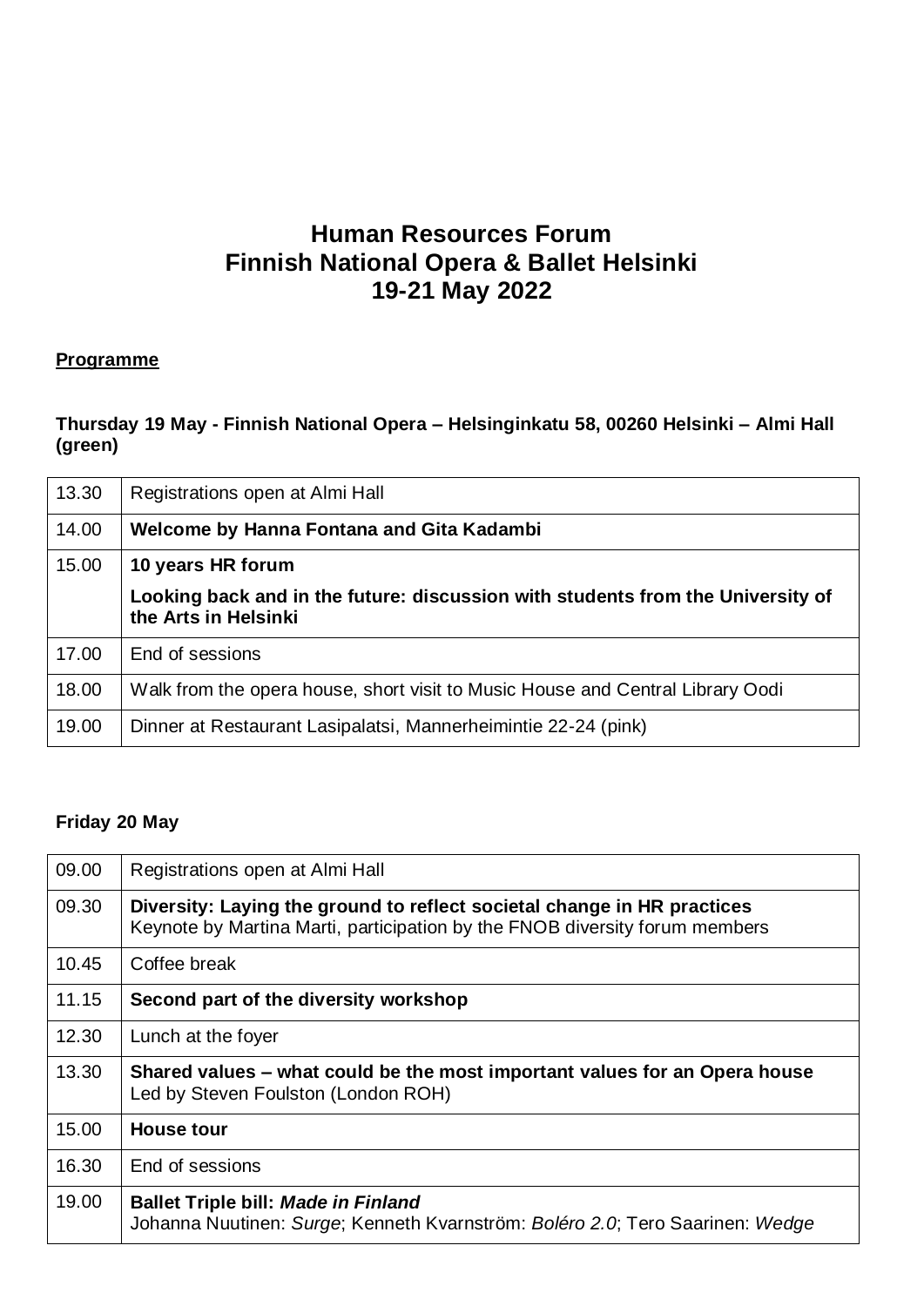# Human Resources Forum
# Finnish National Opera & Ballet Helsinki
# 19-21 May 2022

**<u>Programme</u>**

**Thursday 19 May - Finnish National Opera – Helsinginkatu 58, 00260 Helsinki – Almi Hall (green)**

| | |
|---|---|
| 13.30 | Registrations open at Almi Hall |
| 14.00 | **Welcome by Hanna Fontana and Gita Kadambi** |
| 15.00 | **10 years HR forum**<br><br>**Looking back and in the future: discussion with students from the University of the Arts in Helsinki** |
| 17.00 | End of sessions |
| 18.00 | Walk from the opera house, short visit to Music House and Central Library Oodi |
| 19.00 | Dinner at Restaurant Lasipalatsi, Mannerheimintie 22-24 (pink) |

**Friday 20 May**

| | |
|---|---|
| 09.00 | Registrations open at Almi Hall |
| 09.30 | **Diversity: Laying the ground to reflect societal change in HR practices**<br>Keynote by Martina Marti, participation by the FNOB diversity forum members |
| 10.45 | Coffee break |
| 11.15 | **Second part of the diversity workshop** |
| 12.30 | Lunch at the foyer |
| 13.30 | **Shared values – what could be the most important values for an Opera house**<br>Led by Steven Foulston (London ROH) |
| 15.00 | **House tour** |
| 16.30 | End of sessions |
| 19.00 | **Ballet Triple bill: *Made in Finland***<br>Johanna Nuutinen: *Surge*; Kenneth Kvarnström: *Boléro 2.0*; Tero Saarinen: *Wedge* |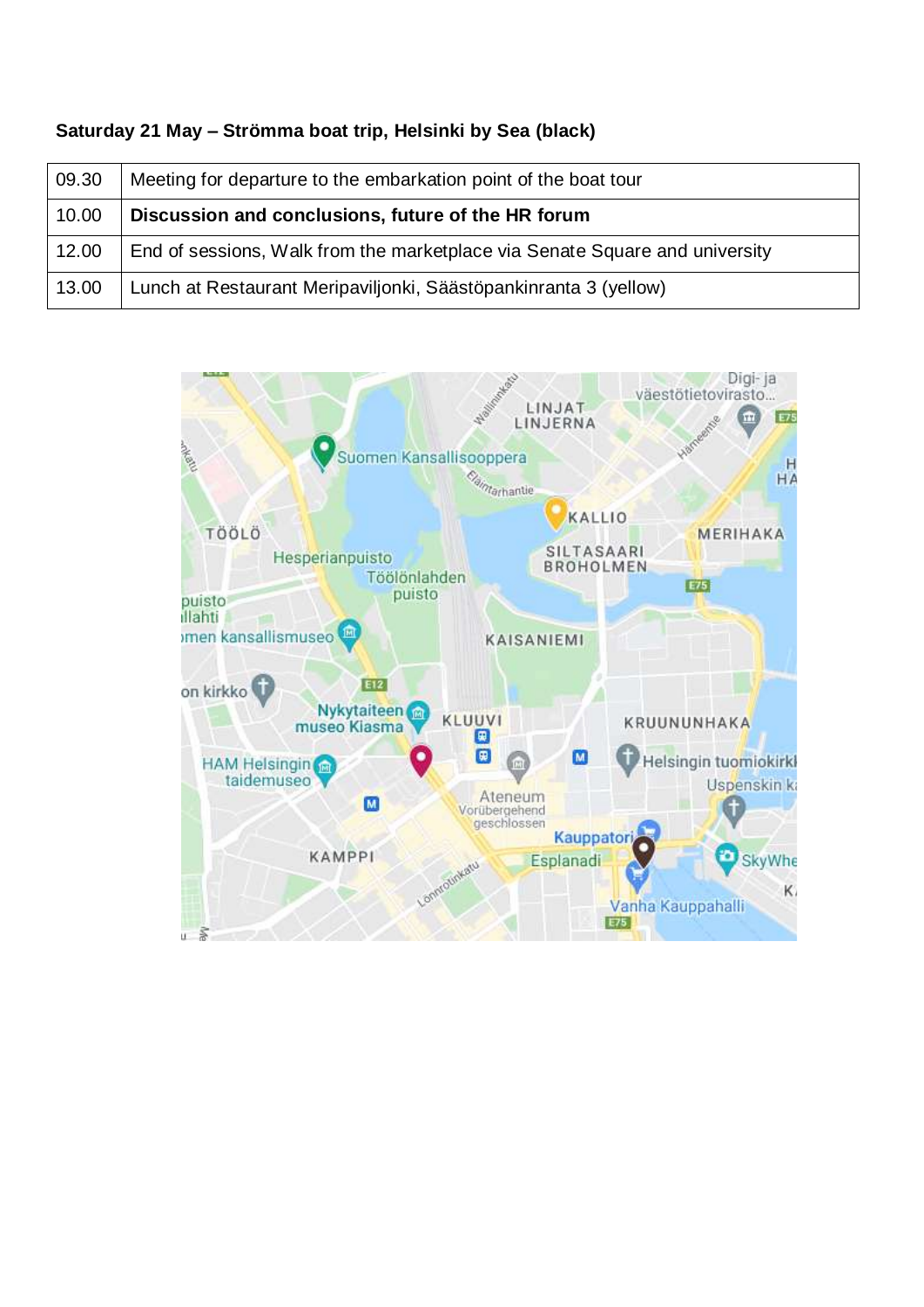**Saturday 21 May – Strömma boat trip, Helsinki by Sea (black)**

| | |
|---|---|
| 09.30 | Meeting for departure to the embarkation point of the boat tour |
| 10.00 | **Discussion and conclusions, future of the HR forum** |
| 12.00 | End of sessions, Walk from the marketplace via Senate Square and university |
| 13.00 | Lunch at Restaurant Meripaviljonki, Säästöpankinranta 3 (yellow) |